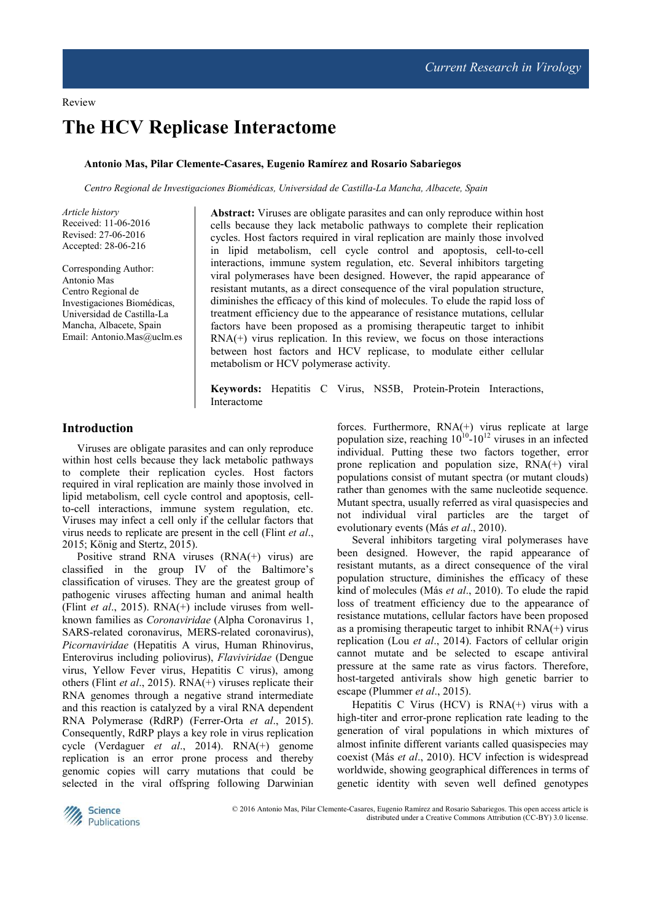Review

# The HCV Replicase Interactome

**Antonio Mas, Pilar Clemente-Casares, Eugenio Ramírez and Rosario Sabariegos**

*Centro Regional de Investigaciones Biomédicas, Universidad de Castilla-La Mancha, Albacete, Spain*

*Article history*
Received: 11-06-2016
Revised: 27-06-2016
Accepted: 28-06-216

Corresponding Author:
Antonio Mas
Centro Regional de Investigaciones Biomédicas, Universidad de Castilla-La Mancha, Albacete, Spain
Email: Antonio.Mas@uclm.es

**Abstract:** Viruses are obligate parasites and can only reproduce within host cells because they lack metabolic pathways to complete their replication cycles. Host factors required in viral replication are mainly those involved in lipid metabolism, cell cycle control and apoptosis, cell-to-cell interactions, immune system regulation, etc. Several inhibitors targeting viral polymerases have been designed. However, the rapid appearance of resistant mutants, as a direct consequence of the viral population structure, diminishes the efficacy of this kind of molecules. To elude the rapid loss of treatment efficiency due to the appearance of resistance mutations, cellular factors have been proposed as a promising therapeutic target to inhibit RNA(+) virus replication. In this review, we focus on those interactions between host factors and HCV replicase, to modulate either cellular metabolism or HCV polymerase activity.

**Keywords:** Hepatitis C Virus, NS5B, Protein-Protein Interactions, Interactome

## Introduction

Viruses are obligate parasites and can only reproduce within host cells because they lack metabolic pathways to complete their replication cycles. Host factors required in viral replication are mainly those involved in lipid metabolism, cell cycle control and apoptosis, cell-to-cell interactions, immune system regulation, etc. Viruses may infect a cell only if the cellular factors that virus needs to replicate are present in the cell (Flint *et al*., 2015; König and Stertz, 2015).

Positive strand RNA viruses (RNA(+) virus) are classified in the group IV of the Baltimore's classification of viruses. They are the greatest group of pathogenic viruses affecting human and animal health (Flint *et al*., 2015). RNA(+) include viruses from well-known families as *Coronaviridae* (Alpha Coronavirus 1, SARS-related coronavirus, MERS-related coronavirus), *Picornaviridae* (Hepatitis A virus, Human Rhinovirus, Enterovirus including poliovirus), *Flaviviridae* (Dengue virus, Yellow Fever virus, Hepatitis C virus), among others (Flint *et al*., 2015). RNA(+) viruses replicate their RNA genomes through a negative strand intermediate and this reaction is catalyzed by a viral RNA dependent RNA Polymerase (RdRP) (Ferrer-Orta *et al*., 2015). Consequently, RdRP plays a key role in virus replication cycle (Verdaguer *et al*., 2014). RNA(+) genome replication is an error prone process and thereby genomic copies will carry mutations that could be selected in the viral offspring following Darwinian forces. Furthermore, RNA(+) virus replicate at large population size, reaching $10^{10}$-$10^{12}$ viruses in an infected individual. Putting these two factors together, error prone replication and population size, RNA(+) viral populations consist of mutant spectra (or mutant clouds) rather than genomes with the same nucleotide sequence. Mutant spectra, usually referred as viral quasispecies and not individual viral particles are the target of evolutionary events (Más *et al*., 2010).

Several inhibitors targeting viral polymerases have been designed. However, the rapid appearance of resistant mutants, as a direct consequence of the viral population structure, diminishes the efficacy of these kind of molecules (Más *et al*., 2010). To elude the rapid loss of treatment efficiency due to the appearance of resistance mutations, cellular factors have been proposed as a promising therapeutic target to inhibit RNA(+) virus replication (Lou *et al*., 2014). Factors of cellular origin cannot mutate and be selected to escape antiviral pressure at the same rate as virus factors. Therefore, host-targeted antivirals show high genetic barrier to escape (Plummer *et al*., 2015).

Hepatitis C Virus (HCV) is RNA(+) virus with a high-titer and error-prone replication rate leading to the generation of viral populations in which mixtures of almost infinite different variants called quasispecies may coexist (Más *et al*., 2010). HCV infection is widespread worldwide, showing geographical differences in terms of genetic identity with seven well defined genotypes

© 2016 Antonio Mas, Pilar Clemente-Casares, Eugenio Ramírez and Rosario Sabariegos. This open access article is distributed under a Creative Commons Attribution (CC-BY) 3.0 license.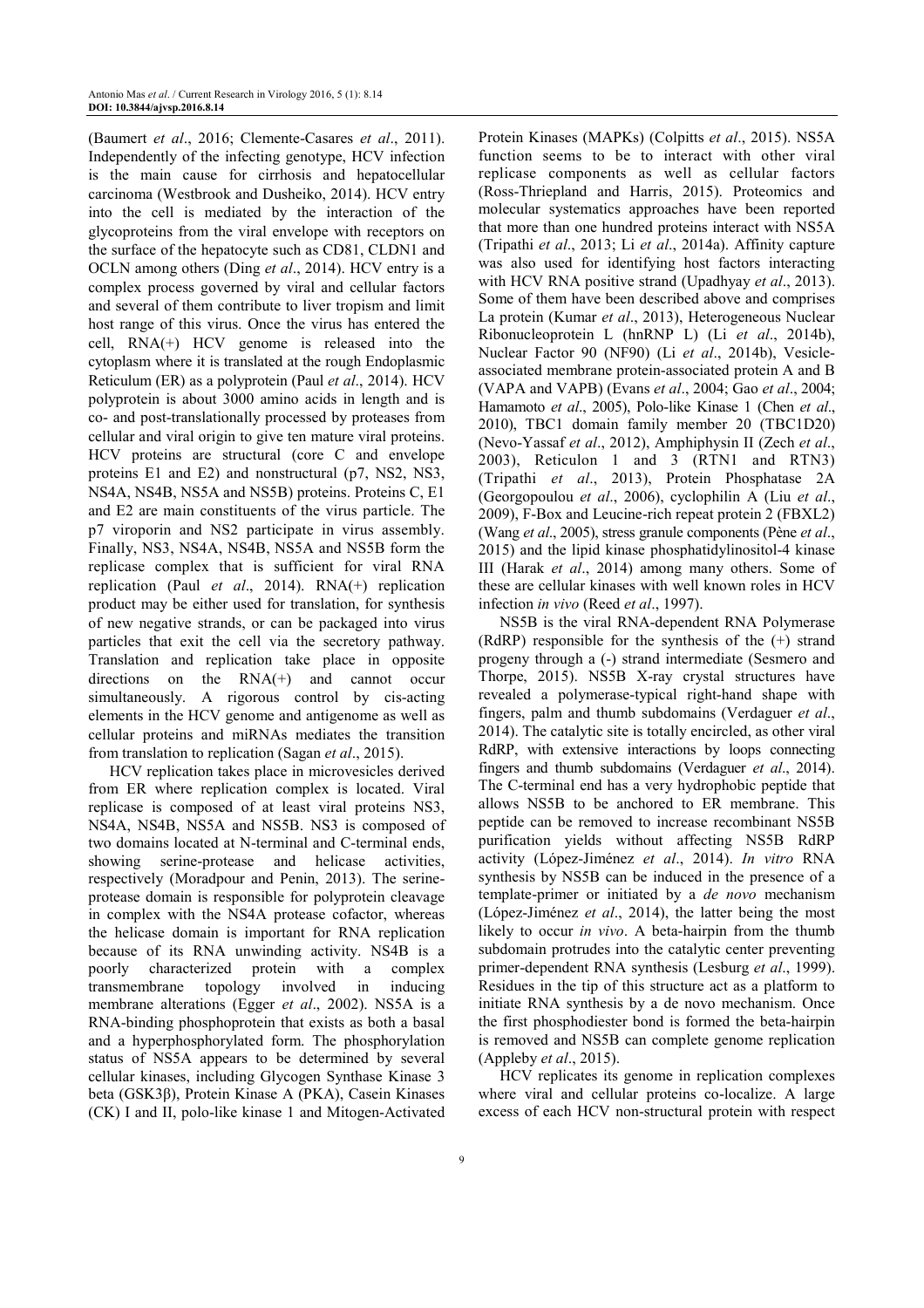(Baumert *et al*., 2016; Clemente-Casares *et al*., 2011). Independently of the infecting genotype, HCV infection is the main cause for cirrhosis and hepatocellular carcinoma (Westbrook and Dusheiko, 2014). HCV entry into the cell is mediated by the interaction of the glycoproteins from the viral envelope with receptors on the surface of the hepatocyte such as CD81, CLDN1 and OCLN among others (Ding *et al*., 2014). HCV entry is a complex process governed by viral and cellular factors and several of them contribute to liver tropism and limit host range of this virus. Once the virus has entered the cell, RNA(+) HCV genome is released into the cytoplasm where it is translated at the rough Endoplasmic Reticulum (ER) as a polyprotein (Paul *et al*., 2014). HCV polyprotein is about 3000 amino acids in length and is co- and post-translationally processed by proteases from cellular and viral origin to give ten mature viral proteins. HCV proteins are structural (core C and envelope proteins E1 and E2) and nonstructural (p7, NS2, NS3, NS4A, NS4B, NS5A and NS5B) proteins. Proteins C, E1 and E2 are main constituents of the virus particle. The p7 viroporin and NS2 participate in virus assembly. Finally, NS3, NS4A, NS4B, NS5A and NS5B form the replicase complex that is sufficient for viral RNA replication (Paul *et al*., 2014). RNA(+) replication product may be either used for translation, for synthesis of new negative strands, or can be packaged into virus particles that exit the cell via the secretory pathway. Translation and replication take place in opposite directions on the RNA(+) and cannot occur simultaneously. A rigorous control by cis-acting elements in the HCV genome and antigenome as well as cellular proteins and miRNAs mediates the transition from translation to replication (Sagan *et al*., 2015).

HCV replication takes place in microvesicles derived from ER where replication complex is located. Viral replicase is composed of at least viral proteins NS3, NS4A, NS4B, NS5A and NS5B. NS3 is composed of two domains located at N-terminal and C-terminal ends, showing serine-protease and helicase activities, respectively (Moradpour and Penin, 2013). The serine-protease domain is responsible for polyprotein cleavage in complex with the NS4A protease cofactor, whereas the helicase domain is important for RNA replication because of its RNA unwinding activity. NS4B is a poorly characterized protein with a complex transmembrane topology involved in inducing membrane alterations (Egger *et al*., 2002). NS5A is a RNA-binding phosphoprotein that exists as both a basal and a hyperphosphorylated form. The phosphorylation status of NS5A appears to be determined by several cellular kinases, including Glycogen Synthase Kinase 3 beta (GSK3β), Protein Kinase A (PKA), Casein Kinases (CK) I and II, polo-like kinase 1 and Mitogen-Activated Protein Kinases (MAPKs) (Colpitts *et al*., 2015). NS5A function seems to be to interact with other viral replicase components as well as cellular factors (Ross-Thriepland and Harris, 2015). Proteomics and molecular systematics approaches have been reported that more than one hundred proteins interact with NS5A (Tripathi *et al*., 2013; Li *et al*., 2014a). Affinity capture was also used for identifying host factors interacting with HCV RNA positive strand (Upadhyay *et al*., 2013). Some of them have been described above and comprises La protein (Kumar *et al*., 2013), Heterogeneous Nuclear Ribonucleoprotein L (hnRNP L) (Li *et al*., 2014b), Nuclear Factor 90 (NF90) (Li *et al*., 2014b), Vesicle-associated membrane protein-associated protein A and B (VAPA and VAPB) (Evans *et al*., 2004; Gao *et al*., 2004; Hamamoto *et al*., 2005), Polo-like Kinase 1 (Chen *et al*., 2010), TBC1 domain family member 20 (TBC1D20) (Nevo-Yassaf *et al*., 2012), Amphiphysin II (Zech *et al*., 2003), Reticulon 1 and 3 (RTN1 and RTN3) (Tripathi *et al*., 2013), Protein Phosphatase 2A (Georgopoulou *et al*., 2006), cyclophilin A (Liu *et al*., 2009), F-Box and Leucine-rich repeat protein 2 (FBXL2) (Wang *et al*., 2005), stress granule components (Pène *et al*., 2015) and the lipid kinase phosphatidylinositol-4 kinase III (Harak *et al*., 2014) among many others. Some of these are cellular kinases with well known roles in HCV infection *in vivo* (Reed *et al*., 1997).

NS5B is the viral RNA-dependent RNA Polymerase (RdRP) responsible for the synthesis of the (+) strand progeny through a (-) strand intermediate (Sesmero and Thorpe, 2015). NS5B X-ray crystal structures have revealed a polymerase-typical right-hand shape with fingers, palm and thumb subdomains (Verdaguer *et al*., 2014). The catalytic site is totally encircled, as other viral RdRP, with extensive interactions by loops connecting fingers and thumb subdomains (Verdaguer *et al*., 2014). The C-terminal end has a very hydrophobic peptide that allows NS5B to be anchored to ER membrane. This peptide can be removed to increase recombinant NS5B purification yields without affecting NS5B RdRP activity (López-Jiménez *et al*., 2014). *In vitro* RNA synthesis by NS5B can be induced in the presence of a template-primer or initiated by a *de novo* mechanism (López-Jiménez *et al*., 2014), the latter being the most likely to occur *in vivo*. A beta-hairpin from the thumb subdomain protrudes into the catalytic center preventing primer-dependent RNA synthesis (Lesburg *et al*., 1999). Residues in the tip of this structure act as a platform to initiate RNA synthesis by a de novo mechanism. Once the first phosphodiester bond is formed the beta-hairpin is removed and NS5B can complete genome replication (Appleby *et al*., 2015).

HCV replicates its genome in replication complexes where viral and cellular proteins co-localize. A large excess of each HCV non-structural protein with respect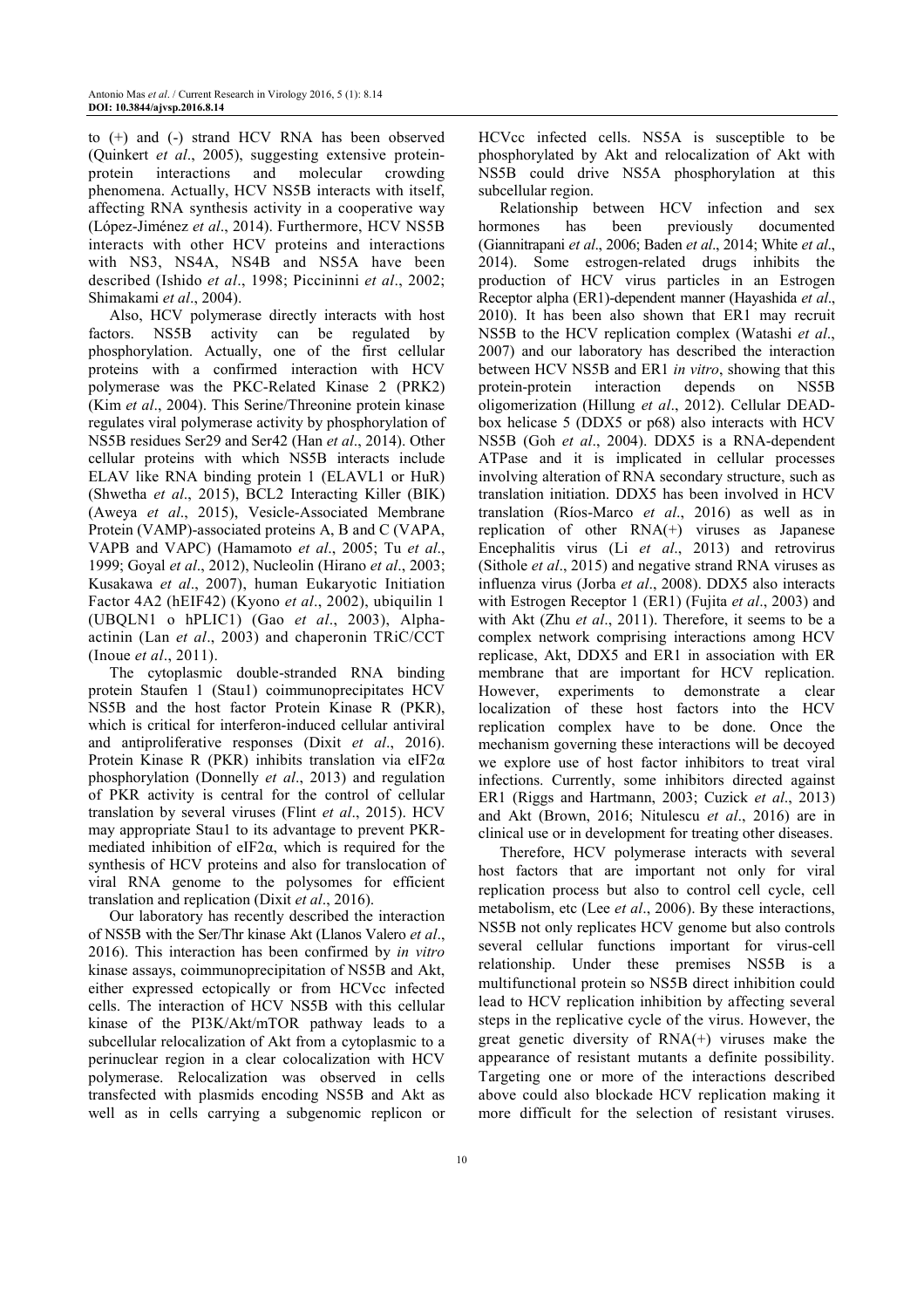to (+) and (-) strand HCV RNA has been observed (Quinkert *et al*., 2005), suggesting extensive protein-protein interactions and molecular crowding phenomena. Actually, HCV NS5B interacts with itself, affecting RNA synthesis activity in a cooperative way (López-Jiménez *et al*., 2014). Furthermore, HCV NS5B interacts with other HCV proteins and interactions with NS3, NS4A, NS4B and NS5A have been described (Ishido *et al*., 1998; Piccininni *et al*., 2002; Shimakami *et al*., 2004).

Also, HCV polymerase directly interacts with host factors. NS5B activity can be regulated by phosphorylation. Actually, one of the first cellular proteins with a confirmed interaction with HCV polymerase was the PKC-Related Kinase 2 (PRK2) (Kim *et al*., 2004). This Serine/Threonine protein kinase regulates viral polymerase activity by phosphorylation of NS5B residues Ser29 and Ser42 (Han *et al*., 2014). Other cellular proteins with which NS5B interacts include ELAV like RNA binding protein 1 (ELAVL1 or HuR) (Shwetha *et al*., 2015), BCL2 Interacting Killer (BIK) (Aweya *et al*., 2015), Vesicle-Associated Membrane Protein (VAMP)-associated proteins A, B and C (VAPA, VAPB and VAPC) (Hamamoto *et al*., 2005; Tu *et al*., 1999; Goyal *et al*., 2012), Nucleolin (Hirano *et al*., 2003; Kusakawa *et al*., 2007), human Eukaryotic Initiation Factor 4A2 (hEIF42) (Kyono *et al*., 2002), ubiquilin 1 (UBQLN1 o hPLIC1) (Gao *et al*., 2003), Alpha-actinin (Lan *et al*., 2003) and chaperonin TRiC/CCT (Inoue *et al*., 2011).

The cytoplasmic double-stranded RNA binding protein Staufen 1 (Stau1) coimmunoprecipitates HCV NS5B and the host factor Protein Kinase R (PKR), which is critical for interferon-induced cellular antiviral and antiproliferative responses (Dixit *et al*., 2016). Protein Kinase R (PKR) inhibits translation via eIF2α phosphorylation (Donnelly *et al*., 2013) and regulation of PKR activity is central for the control of cellular translation by several viruses (Flint *et al*., 2015). HCV may appropriate Stau1 to its advantage to prevent PKR-mediated inhibition of eIF2α, which is required for the synthesis of HCV proteins and also for translocation of viral RNA genome to the polysomes for efficient translation and replication (Dixit *et al*., 2016).

Our laboratory has recently described the interaction of NS5B with the Ser/Thr kinase Akt (Llanos Valero *et al*., 2016). This interaction has been confirmed by *in vitro* kinase assays, coimmunoprecipitation of NS5B and Akt, either expressed ectopically or from HCVcc infected cells. The interaction of HCV NS5B with this cellular kinase of the PI3K/Akt/mTOR pathway leads to a subcellular relocalization of Akt from a cytoplasmic to a perinuclear region in a clear colocalization with HCV polymerase. Relocalization was observed in cells transfected with plasmids encoding NS5B and Akt as well as in cells carrying a subgenomic replicon or HCVcc infected cells. NS5A is susceptible to be phosphorylated by Akt and relocalization of Akt with NS5B could drive NS5A phosphorylation at this subcellular region.

Relationship between HCV infection and sex hormones has been previously documented (Giannitrapani *et al*., 2006; Baden *et al*., 2014; White *et al*., 2014). Some estrogen-related drugs inhibits the production of HCV virus particles in an Estrogen Receptor alpha (ER1)-dependent manner (Hayashida *et al*., 2010). It has been also shown that ER1 may recruit NS5B to the HCV replication complex (Watashi *et al*., 2007) and our laboratory has described the interaction between HCV NS5B and ER1 *in vitro*, showing that this protein-protein interaction depends on NS5B oligomerization (Hillung *et al*., 2012). Cellular DEAD-box helicase 5 (DDX5 or p68) also interacts with HCV NS5B (Goh *et al*., 2004). DDX5 is a RNA-dependent ATPase and it is implicated in cellular processes involving alteration of RNA secondary structure, such as translation initiation. DDX5 has been involved in HCV translation (Ríos-Marco *et al*., 2016) as well as in replication of other RNA(+) viruses as Japanese Encephalitis virus (Li *et al*., 2013) and retrovirus (Sithole *et al*., 2015) and negative strand RNA viruses as influenza virus (Jorba *et al*., 2008). DDX5 also interacts with Estrogen Receptor 1 (ER1) (Fujita *et al*., 2003) and with Akt (Zhu *et al*., 2011). Therefore, it seems to be a complex network comprising interactions among HCV replicase, Akt, DDX5 and ER1 in association with ER membrane that are important for HCV replication. However, experiments to demonstrate a clear localization of these host factors into the HCV replication complex have to be done. Once the mechanism governing these interactions will be decoyed we explore use of host factor inhibitors to treat viral infections. Currently, some inhibitors directed against ER1 (Riggs and Hartmann, 2003; Cuzick *et al*., 2013) and Akt (Brown, 2016; Nitulescu *et al*., 2016) are in clinical use or in development for treating other diseases.

Therefore, HCV polymerase interacts with several host factors that are important not only for viral replication process but also to control cell cycle, cell metabolism, etc (Lee *et al*., 2006). By these interactions, NS5B not only replicates HCV genome but also controls several cellular functions important for virus-cell relationship. Under these premises NS5B is a multifunctional protein so NS5B direct inhibition could lead to HCV replication inhibition by affecting several steps in the replicative cycle of the virus. However, the great genetic diversity of RNA(+) viruses make the appearance of resistant mutants a definite possibility. Targeting one or more of the interactions described above could also blockade HCV replication making it more difficult for the selection of resistant viruses.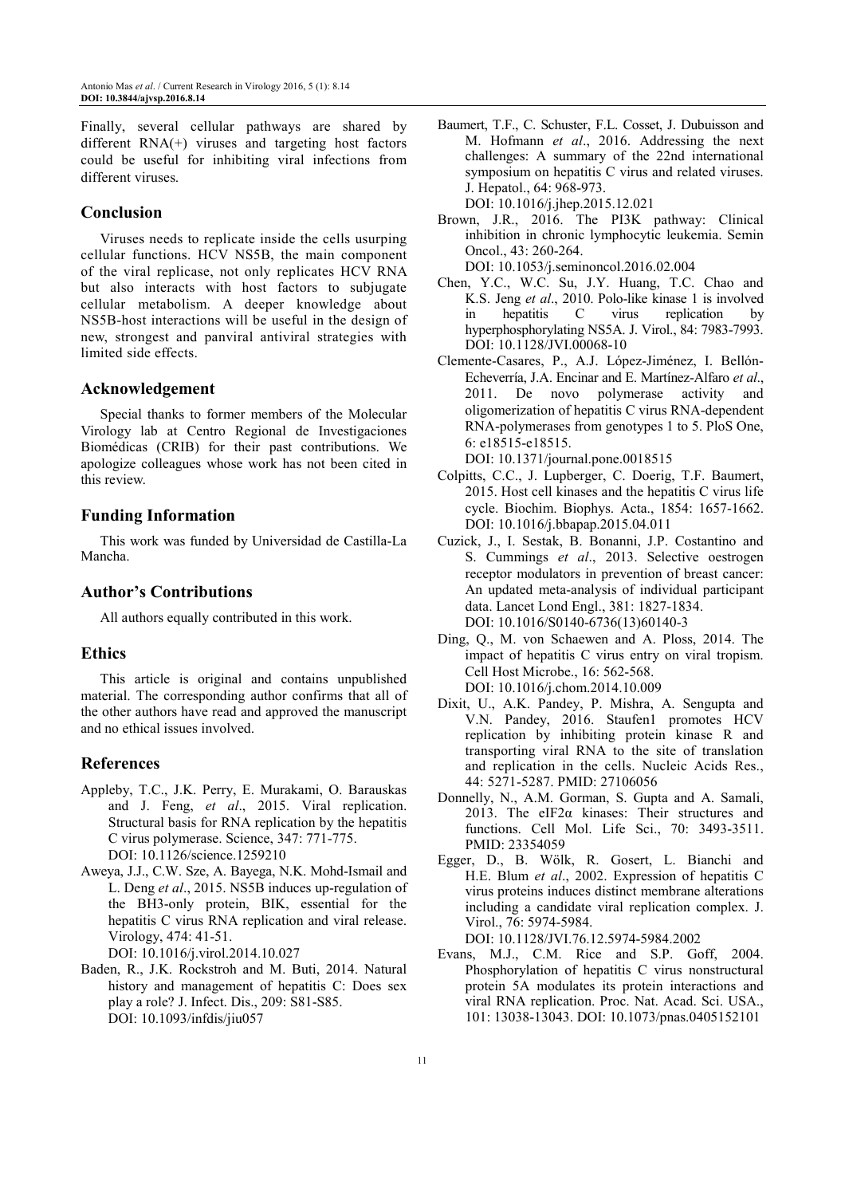Finally, several cellular pathways are shared by different RNA(+) viruses and targeting host factors could be useful for inhibiting viral infections from different viruses.

## Conclusion

Viruses needs to replicate inside the cells usurping cellular functions. HCV NS5B, the main component of the viral replicase, not only replicates HCV RNA but also interacts with host factors to subjugate cellular metabolism. A deeper knowledge about NS5B-host interactions will be useful in the design of new, strongest and panviral antiviral strategies with limited side effects.

## Acknowledgement

Special thanks to former members of the Molecular Virology lab at Centro Regional de Investigaciones Biomédicas (CRIB) for their past contributions. We apologize colleagues whose work has not been cited in this review.

## Funding Information

This work was funded by Universidad de Castilla-La Mancha.

## Author's Contributions

All authors equally contributed in this work.

## Ethics

This article is original and contains unpublished material. The corresponding author confirms that all of the other authors have read and approved the manuscript and no ethical issues involved.

## References

Appleby, T.C., J.K. Perry, E. Murakami, O. Barauskas and J. Feng, *et al*., 2015. Viral replication. Structural basis for RNA replication by the hepatitis C virus polymerase. Science, 347: 771-775. DOI: 10.1126/science.1259210

Aweya, J.J., C.W. Sze, A. Bayega, N.K. Mohd-Ismail and L. Deng *et al*., 2015. NS5B induces up-regulation of the BH3-only protein, BIK, essential for the hepatitis C virus RNA replication and viral release. Virology, 474: 41-51. DOI: 10.1016/j.virol.2014.10.027

Baden, R., J.K. Rockstroh and M. Buti, 2014. Natural history and management of hepatitis C: Does sex play a role? J. Infect. Dis., 209: S81-S85. DOI: 10.1093/infdis/jiu057

Baumert, T.F., C. Schuster, F.L. Cosset, J. Dubuisson and M. Hofmann *et al*., 2016. Addressing the next challenges: A summary of the 22nd international symposium on hepatitis C virus and related viruses. J. Hepatol., 64: 968-973. DOI: 10.1016/j.jhep.2015.12.021

Brown, J.R., 2016. The PI3K pathway: Clinical inhibition in chronic lymphocytic leukemia. Semin Oncol., 43: 260-264. DOI: 10.1053/j.seminoncol.2016.02.004

Chen, Y.C., W.C. Su, J.Y. Huang, T.C. Chao and K.S. Jeng *et al*., 2010. Polo-like kinase 1 is involved in hepatitis C virus replication by hyperphosphorylating NS5A. J. Virol., 84: 7983-7993. DOI: 10.1128/JVI.00068-10

Clemente-Casares, P., A.J. López-Jiménez, I. Bellón-Echeverría, J.A. Encinar and E. Martínez-Alfaro *et al*., 2011. De novo polymerase activity and oligomerization of hepatitis C virus RNA-dependent RNA-polymerases from genotypes 1 to 5. PloS One, 6: e18515-e18515. DOI: 10.1371/journal.pone.0018515

Colpitts, C.C., J. Lupberger, C. Doerig, T.F. Baumert, 2015. Host cell kinases and the hepatitis C virus life cycle. Biochim. Biophys. Acta., 1854: 1657-1662. DOI: 10.1016/j.bbapap.2015.04.011

Cuzick, J., I. Sestak, B. Bonanni, J.P. Costantino and S. Cummings *et al*., 2013. Selective oestrogen receptor modulators in prevention of breast cancer: An updated meta-analysis of individual participant data. Lancet Lond Engl., 381: 1827-1834. DOI: 10.1016/S0140-6736(13)60140-3

Ding, Q., M. von Schaewen and A. Ploss, 2014. The impact of hepatitis C virus entry on viral tropism. Cell Host Microbe., 16: 562-568. DOI: 10.1016/j.chom.2014.10.009

Dixit, U., A.K. Pandey, P. Mishra, A. Sengupta and V.N. Pandey, 2016. Staufen1 promotes HCV replication by inhibiting protein kinase R and transporting viral RNA to the site of translation and replication in the cells. Nucleic Acids Res., 44: 5271-5287. PMID: 27106056

Donnelly, N., A.M. Gorman, S. Gupta and A. Samali, 2013. The eIF2α kinases: Their structures and functions. Cell Mol. Life Sci., 70: 3493-3511. PMID: 23354059

Egger, D., B. Wölk, R. Gosert, L. Bianchi and H.E. Blum *et al*., 2002. Expression of hepatitis C virus proteins induces distinct membrane alterations including a candidate viral replication complex. J. Virol., 76: 5974-5984. DOI: 10.1128/JVI.76.12.5974-5984.2002

Evans, M.J., C.M. Rice and S.P. Goff, 2004. Phosphorylation of hepatitis C virus nonstructural protein 5A modulates its protein interactions and viral RNA replication. Proc. Nat. Acad. Sci. USA., 101: 13038-13043. DOI: 10.1073/pnas.0405152101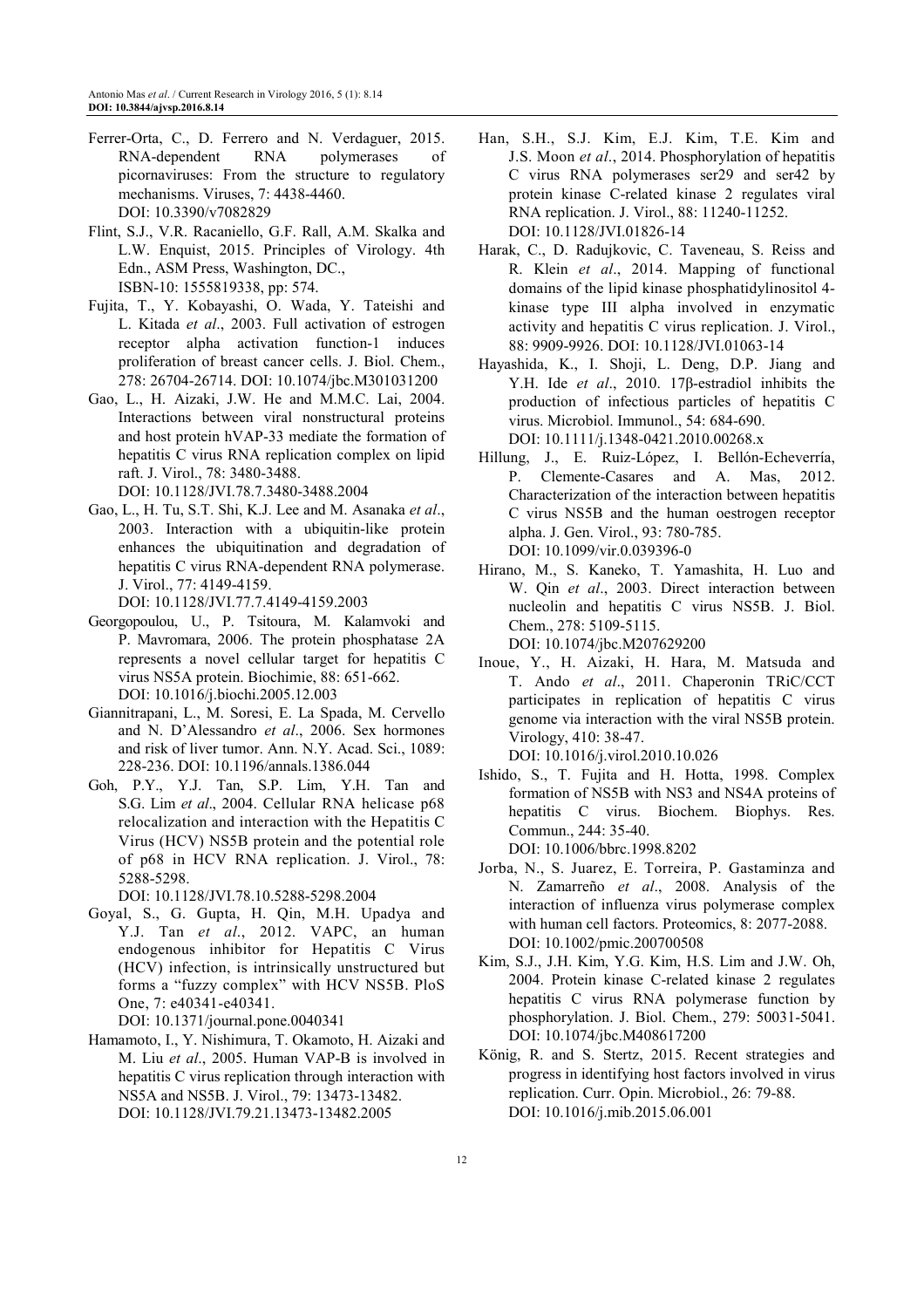Ferrer-Orta, C., D. Ferrero and N. Verdaguer, 2015. RNA-dependent RNA polymerases of picornaviruses: From the structure to regulatory mechanisms. Viruses, 7: 4438-4460. DOI: 10.3390/v7082829

Flint, S.J., V.R. Racaniello, G.F. Rall, A.M. Skalka and L.W. Enquist, 2015. Principles of Virology. 4th Edn., ASM Press, Washington, DC., ISBN-10: 1555819338, pp: 574.

Fujita, T., Y. Kobayashi, O. Wada, Y. Tateishi and L. Kitada *et al*., 2003. Full activation of estrogen receptor alpha activation function-1 induces proliferation of breast cancer cells. J. Biol. Chem., 278: 26704-26714. DOI: 10.1074/jbc.M301031200

Gao, L., H. Aizaki, J.W. He and M.M.C. Lai, 2004. Interactions between viral nonstructural proteins and host protein hVAP-33 mediate the formation of hepatitis C virus RNA replication complex on lipid raft. J. Virol., 78: 3480-3488. DOI: 10.1128/JVI.78.7.3480-3488.2004

Gao, L., H. Tu, S.T. Shi, K.J. Lee and M. Asanaka *et al*., 2003. Interaction with a ubiquitin-like protein enhances the ubiquitination and degradation of hepatitis C virus RNA-dependent RNA polymerase. J. Virol., 77: 4149-4159. DOI: 10.1128/JVI.77.7.4149-4159.2003

Georgopoulou, U., P. Tsitoura, M. Kalamvoki and P. Mavromara, 2006. The protein phosphatase 2A represents a novel cellular target for hepatitis C virus NS5A protein. Biochimie, 88: 651-662. DOI: 10.1016/j.biochi.2005.12.003

Giannitrapani, L., M. Soresi, E. La Spada, M. Cervello and N. D'Alessandro *et al*., 2006. Sex hormones and risk of liver tumor. Ann. N.Y. Acad. Sci., 1089: 228-236. DOI: 10.1196/annals.1386.044

Goh, P.Y., Y.J. Tan, S.P. Lim, Y.H. Tan and S.G. Lim *et al*., 2004. Cellular RNA helicase p68 relocalization and interaction with the Hepatitis C Virus (HCV) NS5B protein and the potential role of p68 in HCV RNA replication. J. Virol., 78: 5288-5298. DOI: 10.1128/JVI.78.10.5288-5298.2004

Goyal, S., G. Gupta, H. Qin, M.H. Upadya and Y.J. Tan *et al*., 2012. VAPC, an human endogenous inhibitor for Hepatitis C Virus (HCV) infection, is intrinsically unstructured but forms a "fuzzy complex" with HCV NS5B. PloS One, 7: e40341-e40341. DOI: 10.1371/journal.pone.0040341

Hamamoto, I., Y. Nishimura, T. Okamoto, H. Aizaki and M. Liu *et al*., 2005. Human VAP-B is involved in hepatitis C virus replication through interaction with NS5A and NS5B. J. Virol., 79: 13473-13482. DOI: 10.1128/JVI.79.21.13473-13482.2005

Han, S.H., S.J. Kim, E.J. Kim, T.E. Kim and J.S. Moon *et al*., 2014. Phosphorylation of hepatitis C virus RNA polymerases ser29 and ser42 by protein kinase C-related kinase 2 regulates viral RNA replication. J. Virol., 88: 11240-11252. DOI: 10.1128/JVI.01826-14

Harak, C., D. Radujkovic, C. Taveneau, S. Reiss and R. Klein *et al*., 2014. Mapping of functional domains of the lipid kinase phosphatidylinositol 4-kinase type III alpha involved in enzymatic activity and hepatitis C virus replication. J. Virol., 88: 9909-9926. DOI: 10.1128/JVI.01063-14

Hayashida, K., I. Shoji, L. Deng, D.P. Jiang and Y.H. Ide *et al*., 2010. 17β-estradiol inhibits the production of infectious particles of hepatitis C virus. Microbiol. Immunol., 54: 684-690. DOI: 10.1111/j.1348-0421.2010.00268.x

Hillung, J., E. Ruiz-López, I. Bellón-Echeverría, P. Clemente-Casares and A. Mas, 2012. Characterization of the interaction between hepatitis C virus NS5B and the human oestrogen receptor alpha. J. Gen. Virol., 93: 780-785. DOI: 10.1099/vir.0.039396-0

Hirano, M., S. Kaneko, T. Yamashita, H. Luo and W. Qin *et al*., 2003. Direct interaction between nucleolin and hepatitis C virus NS5B. J. Biol. Chem., 278: 5109-5115. DOI: 10.1074/jbc.M207629200

Inoue, Y., H. Aizaki, H. Hara, M. Matsuda and T. Ando *et al*., 2011. Chaperonin TRiC/CCT participates in replication of hepatitis C virus genome via interaction with the viral NS5B protein. Virology, 410: 38-47. DOI: 10.1016/j.virol.2010.10.026

Ishido, S., T. Fujita and H. Hotta, 1998. Complex formation of NS5B with NS3 and NS4A proteins of hepatitis C virus. Biochem. Biophys. Res. Commun., 244: 35-40. DOI: 10.1006/bbrc.1998.8202

Jorba, N., S. Juarez, E. Torreira, P. Gastaminza and N. Zamarreño *et al*., 2008. Analysis of the interaction of influenza virus polymerase complex with human cell factors. Proteomics, 8: 2077-2088. DOI: 10.1002/pmic.200700508

Kim, S.J., J.H. Kim, Y.G. Kim, H.S. Lim and J.W. Oh, 2004. Protein kinase C-related kinase 2 regulates hepatitis C virus RNA polymerase function by phosphorylation. J. Biol. Chem., 279: 50031-5041. DOI: 10.1074/jbc.M408617200

König, R. and S. Stertz, 2015. Recent strategies and progress in identifying host factors involved in virus replication. Curr. Opin. Microbiol., 26: 79-88. DOI: 10.1016/j.mib.2015.06.001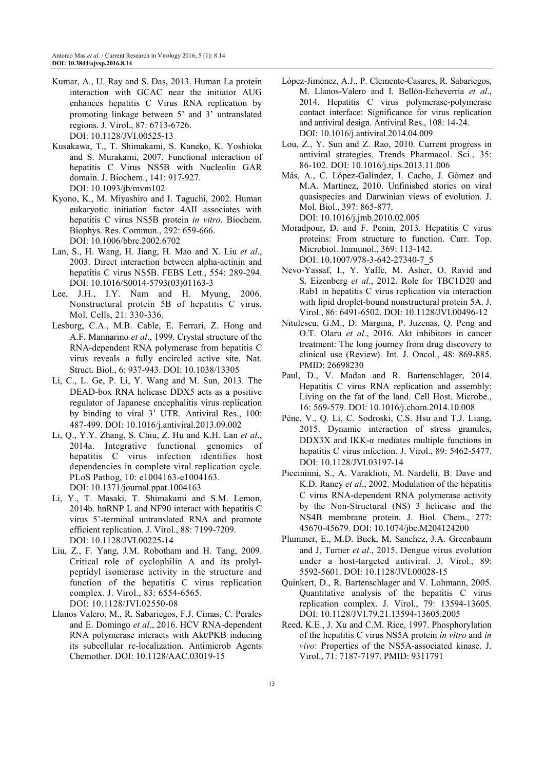Kumar, A., U. Ray and S. Das, 2013. Human La protein interaction with GCAC near the initiator AUG enhances hepatitis C Virus RNA replication by promoting linkage between 5' and 3' untranslated regions. J. Virol., 87: 6713-6726. DOI: 10.1128/JVI.00525-13

Kusakawa, T., T. Shimakami, S. Kaneko, K. Yoshioka and S. Murakami, 2007. Functional interaction of hepatitis C Virus NS5B with Nucleolin GAR domain. J. Biochem., 141: 917-927. DOI: 10.1093/jb/mvm102

Kyono, K., M. Miyashiro and I. Taguchi, 2002. Human eukaryotic initiation factor 4AII associates with hepatitis C virus NS5B protein *in vitro*. Biochem. Biophys. Res. Commun., 292: 659-666. DOI: 10.1006/bbrc.2002.6702

Lan, S., H. Wang, H. Jiang, H. Mao and X. Liu *et al*., 2003. Direct interaction between alpha-actinin and hepatitis C virus NS5B. FEBS Lett., 554: 289-294. DOI: 10.1016/S0014-5793(03)01163-3

Lee, J.H., I.Y. Nam and H. Myung, 2006. Nonstructural protein 5B of hepatitis C virus. Mol. Cells, 21: 330-336.

Lesburg, C.A., M.B. Cable, E. Ferrari, Z. Hong and A.F. Mannarino *et al*., 1999. Crystal structure of the RNA-dependent RNA polymerase from hepatitis C virus reveals a fully encircled active site. Nat. Struct. Biol., 6: 937-943. DOI: 10.1038/13305

Li, C., L. Ge, P. Li, Y. Wang and M. Sun, 2013. The DEAD-box RNA helicase DDX5 acts as a positive regulator of Japanese encephalitis virus replication by binding to viral 3' UTR. Antiviral Res., 100: 487-499. DOI: 10.1016/j.antiviral.2013.09.002

Li, Q., Y.Y. Zhang, S. Chiu, Z. Hu and K.H. Lan *et al*., 2014a. Integrative functional genomics of hepatitis C virus infection identifies host dependencies in complete viral replication cycle. PLoS Pathog, 10: e1004163-e1004163. DOI: 10.1371/journal.ppat.1004163

Li, Y., T. Masaki, T. Shimakami and S.M. Lemon, 2014b. hnRNP L and NF90 interact with hepatitis C virus 5'-terminal untranslated RNA and promote efficient replication. J. Virol., 88: 7199-7209. DOI: 10.1128/JVI.00225-14

Liu, Z., F. Yang, J.M. Robotham and H. Tang, 2009. Critical role of cyclophilin A and its prolyl-peptidyl isomerase activity in the structure and function of the hepatitis C virus replication complex. J. Virol., 83: 6554-6565. DOI: 10.1128/JVI.02550-08

Llanos Valero, M., R. Sabariegos, F.J. Cimas, C. Perales and E. Domingo *et al*., 2016. HCV RNA-dependent RNA polymerase interacts with Akt/PKB inducing its subcellular re-localization. Antimicrob Agents Chemother. DOI: 10.1128/AAC.03019-15

López-Jiménez, A.J., P. Clemente-Casares, R. Sabariegos, M. Llanos-Valero and I. Bellón-Echeverría *et al*., 2014. Hepatitis C virus polymerase-polymerase contact interface: Significance for virus replication and antiviral design. Antiviral Res., 108: 14-24. DOI: 10.1016/j.antiviral.2014.04.009

Lou, Z., Y. Sun and Z. Rao, 2010. Current progress in antiviral strategies. Trends Pharmacol. Sci., 35: 86-102. DOI: 10.1016/j.tips.2013.11.006

Más, A., C. López-Galíndez, I. Cacho, J. Gómez and M.A. Martínez, 2010. Unfinished stories on viral quasispecies and Darwinian views of evolution. J. Mol. Biol., 397: 865-877. DOI: 10.1016/j.jmb.2010.02.005

Moradpour, D. and F. Penin, 2013. Hepatitis C virus proteins: From structure to function. Curr. Top. Microbiol. Immunol., 369: 113-142. DOI: 10.1007/978-3-642-27340-7_5

Nevo-Yassaf, I., Y. Yaffe, M. Asher, O. Ravid and S. Eizenberg *et al*., 2012. Role for TBC1D20 and Rab1 in hepatitis C virus replication via interaction with lipid droplet-bound nonstructural protein 5A. J. Virol., 86: 6491-6502. DOI: 10.1128/JVI.00496-12

Nitulescu, G.M., D. Margina, P. Juzenas, Q. Peng and O.T. Olaru *et al*., 2016. Akt inhibitors in cancer treatment: The long journey from drug discovery to clinical use (Review). Int. J. Oncol., 48: 869-885. PMID: 26698230

Paul, D., V. Madan and R. Bartenschlager, 2014. Hepatitis C virus RNA replication and assembly: Living on the fat of the land. Cell Host. Microbe., 16: 569-579. DOI: 10.1016/j.chom.2014.10.008

Pène, V., Q. Li, C. Sodroski, C.S. Hsu and T.J. Liang, 2015. Dynamic interaction of stress granules, DDX3X and IKK-α mediates multiple functions in hepatitis C virus infection. J. Virol., 89: 5462-5477. DOI: 10.1128/JVI.03197-14

Piccininni, S., A. Varaklioti, M. Nardelli, B. Dave and K.D. Raney *et al*., 2002. Modulation of the hepatitis C virus RNA-dependent RNA polymerase activity by the Non-Structural (NS) 3 helicase and the NS4B membrane protein. J. Biol. Chem., 277: 45670-45679. DOI: 10.1074/jbc.M204124200

Plummer, E., M.D. Buck, M. Sanchez, J.A. Greenbaum and J, Turner *et al*., 2015. Dengue virus evolution under a host-targeted antiviral. J. Virol., 89: 5592-5601. DOI: 10.1128/JVI.00028-15

Quinkert, D., R. Bartenschlager and V. Lohmann, 2005. Quantitative analysis of the hepatitis C virus replication complex. J. Virol., 79: 13594-13605. DOI: 10.1128/JVI.79.21.13594-13605.2005

Reed, K.E., J. Xu and C.M. Rice, 1997. Phosphorylation of the hepatitis C virus NS5A protein *in vitro* and *in vivo*: Properties of the NS5A-associated kinase. J. Virol., 71: 7187-7197. PMID: 9311791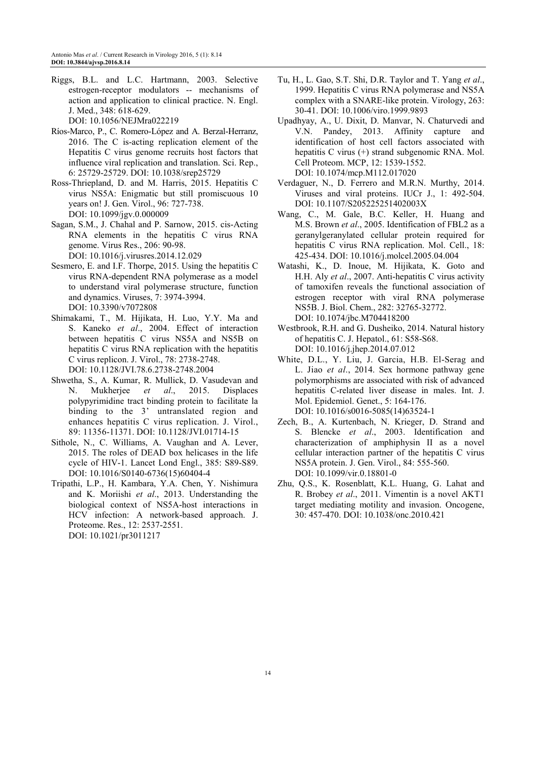Riggs, B.L. and L.C. Hartmann, 2003. Selective estrogen-receptor modulators -- mechanisms of action and application to clinical practice. N. Engl. J. Med., 348: 618-629.
DOI: 10.1056/NEJMra022219

Ríos-Marco, P., C. Romero-López and A. Berzal-Herranz, 2016. The C is-acting replication element of the Hepatitis C virus genome recruits host factors that influence viral replication and translation. Sci. Rep., 6: 25729-25729. DOI: 10.1038/srep25729

Ross-Thriepland, D. and M. Harris, 2015. Hepatitis C virus NS5A: Enigmatic but still promiscuous 10 years on! J. Gen. Virol., 96: 727-738.
DOI: 10.1099/jgv.0.000009

Sagan, S.M., J. Chahal and P. Sarnow, 2015. cis-Acting RNA elements in the hepatitis C virus RNA genome. Virus Res., 206: 90-98.
DOI: 10.1016/j.virusres.2014.12.029

Sesmero, E. and I.F. Thorpe, 2015. Using the hepatitis C virus RNA-dependent RNA polymerase as a model to understand viral polymerase structure, function and dynamics. Viruses, 7: 3974-3994.
DOI: 10.3390/v7072808

Shimakami, T., M. Hijikata, H. Luo, Y.Y. Ma and S. Kaneko *et al*., 2004. Effect of interaction between hepatitis C virus NS5A and NS5B on hepatitis C virus RNA replication with the hepatitis C virus replicon. J. Virol., 78: 2738-2748.
DOI: 10.1128/JVI.78.6.2738-2748.2004

Shwetha, S., A. Kumar, R. Mullick, D. Vasudevan and N. Mukherjee *et al*., 2015. Displaces polypyrimidine tract binding protein to facilitate la binding to the 3' untranslated region and enhances hepatitis C virus replication. J. Virol., 89: 11356-11371. DOI: 10.1128/JVI.01714-15

Sithole, N., C. Williams, A. Vaughan and A. Lever, 2015. The roles of DEAD box helicases in the life cycle of HIV-1. Lancet Lond Engl., 385: S89-S89. DOI: 10.1016/S0140-6736(15)60404-4

Tripathi, L.P., H. Kambara, Y.A. Chen, Y. Nishimura and K. Moriishi *et al*., 2013. Understanding the biological context of NS5A-host interactions in HCV infection: A network-based approach. J. Proteome. Res., 12: 2537-2551.
DOI: 10.1021/pr3011217

Tu, H., L. Gao, S.T. Shi, D.R. Taylor and T. Yang *et al*., 1999. Hepatitis C virus RNA polymerase and NS5A complex with a SNARE-like protein. Virology, 263: 30-41. DOI: 10.1006/viro.1999.9893

Upadhyay, A., U. Dixit, D. Manvar, N. Chaturvedi and V.N. Pandey, 2013. Affinity capture and identification of host cell factors associated with hepatitis C virus (+) strand subgenomic RNA. Mol. Cell Proteom. MCP, 12: 1539-1552.
DOI: 10.1074/mcp.M112.017020

Verdaguer, N., D. Ferrero and M.R.N. Murthy, 2014. Viruses and viral proteins. IUCr J., 1: 492-504.
DOI: 10.1107/S205225251402003X

Wang, C., M. Gale, B.C. Keller, H. Huang and M.S. Brown *et al*., 2005. Identification of FBL2 as a geranylgeranylated cellular protein required for hepatitis C virus RNA replication. Mol. Cell., 18: 425-434. DOI: 10.1016/j.molcel.2005.04.004

Watashi, K., D. Inoue, M. Hijikata, K. Goto and H.H. Aly *et al*., 2007. Anti-hepatitis C virus activity of tamoxifen reveals the functional association of estrogen receptor with viral RNA polymerase NS5B. J. Biol. Chem., 282: 32765-32772.
DOI: 10.1074/jbc.M704418200

Westbrook, R.H. and G. Dusheiko, 2014. Natural history of hepatitis C. J. Hepatol., 61: S58-S68.
DOI: 10.1016/j.jhep.2014.07.012

White, D.L., Y. Liu, J. Garcia, H.B. El-Serag and L. Jiao *et al*., 2014. Sex hormone pathway gene polymorphisms are associated with risk of advanced hepatitis C-related liver disease in males. Int. J. Mol. Epidemiol. Genet., 5: 164-176.
DOI: 10.1016/s0016-5085(14)63524-1

Zech, B., A. Kurtenbach, N. Krieger, D. Strand and S. Blencke *et al*., 2003. Identification and characterization of amphiphysin II as a novel cellular interaction partner of the hepatitis C virus NS5A protein. J. Gen. Virol., 84: 555-560.
DOI: 10.1099/vir.0.18801-0

Zhu, Q.S., K. Rosenblatt, K.L. Huang, G. Lahat and R. Brobey *et al*., 2011. Vimentin is a novel AKT1 target mediating motility and invasion. Oncogene, 30: 457-470. DOI: 10.1038/onc.2010.421